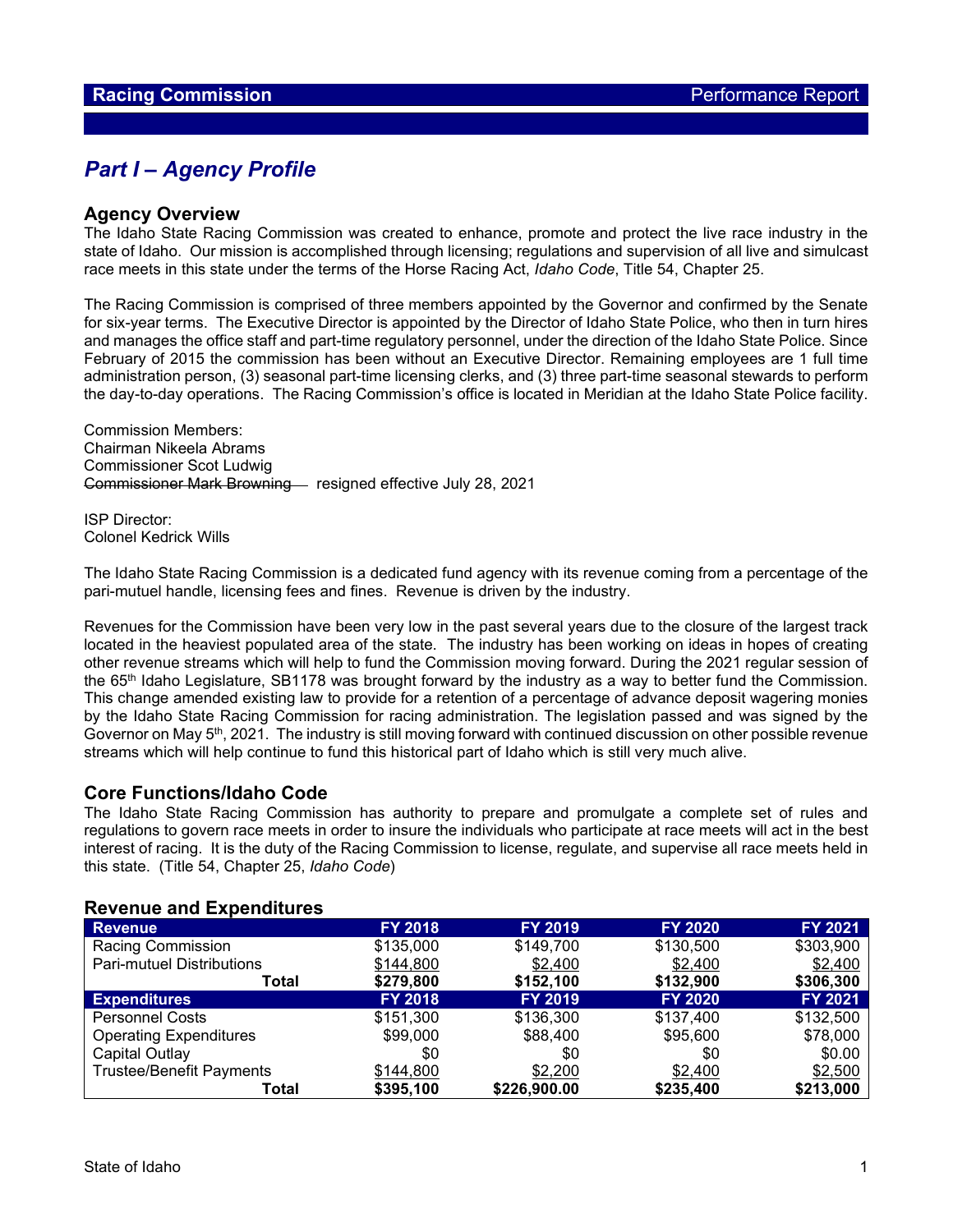## Part I – Agency Profile

### Agency Overview

The Idaho State Racing Commission was created to enhance, promote and protect the live race industry in the state of Idaho. Our mission is accomplished through licensing; regulations and supervision of all live and simulcast race meets in this state under the terms of the Horse Racing Act, *Idaho Code*, Title 54, Chapter 25.

The Racing Commission is comprised of three members appointed by the Governor and confirmed by the Senate for six-year terms. The Executive Director is appointed by the Director of Idaho State Police, who then in turn hires and manages the office staff and part-time regulatory personnel, under the direction of the Idaho State Police. Since February of 2015 the commission has been without an Executive Director. Remaining employees are 1 full time administration person, (3) seasonal part-time licensing clerks, and (3) three part-time seasonal stewards to perform the day-to-day operations. The Racing Commission's office is located in Meridian at the Idaho State Police facility.

Commission Members:
Chairman Nikeela Abrams
Commissioner Scot Ludwig
~~Commissioner Mark Browning~~ resigned effective July 28, 2021

ISP Director:
Colonel Kedrick Wills

The Idaho State Racing Commission is a dedicated fund agency with its revenue coming from a percentage of the pari-mutuel handle, licensing fees and fines. Revenue is driven by the industry.

Revenues for the Commission have been very low in the past several years due to the closure of the largest track located in the heaviest populated area of the state. The industry has been working on ideas in hopes of creating other revenue streams which will help to fund the Commission moving forward. During the 2021 regular session of the 65th Idaho Legislature, SB1178 was brought forward by the industry as a way to better fund the Commission. This change amended existing law to provide for a retention of a percentage of advance deposit wagering monies by the Idaho State Racing Commission for racing administration. The legislation passed and was signed by the Governor on May 5th, 2021. The industry is still moving forward with continued discussion on other possible revenue streams which will help continue to fund this historical part of Idaho which is still very much alive.

### Core Functions/Idaho Code

The Idaho State Racing Commission has authority to prepare and promulgate a complete set of rules and regulations to govern race meets in order to insure the individuals who participate at race meets will act in the best interest of racing. It is the duty of the Racing Commission to license, regulate, and supervise all race meets held in this state. (Title 54, Chapter 25, *Idaho Code*)

### Revenue and Expenditures

| Revenue | FY 2018 | FY 2019 | FY 2020 | FY 2021 |
|---|---|---|---|---|
| Racing Commission | $135,000 | $149,700 | $130,500 | $303,900 |
| Pari-mutuel Distributions | $144,800 | $2,400 | $2,400 | $2,400 |
| **Total** | **$279,800** | **$152,100** | **$132,900** | **$306,300** |
| **Expenditures** | **FY 2018** | **FY 2019** | **FY 2020** | **FY 2021** |
| Personnel Costs | $151,300 | $136,300 | $137,400 | $132,500 |
| Operating Expenditures | $99,000 | $88,400 | $95,600 | $78,000 |
| Capital Outlay | $0 | $0 | $0 | $0.00 |
| Trustee/Benefit Payments | $144,800 | $2,200 | $2,400 | $2,500 |
| **Total** | **$395,100** | **$226,900.00** | **$235,400** | **$213,000** |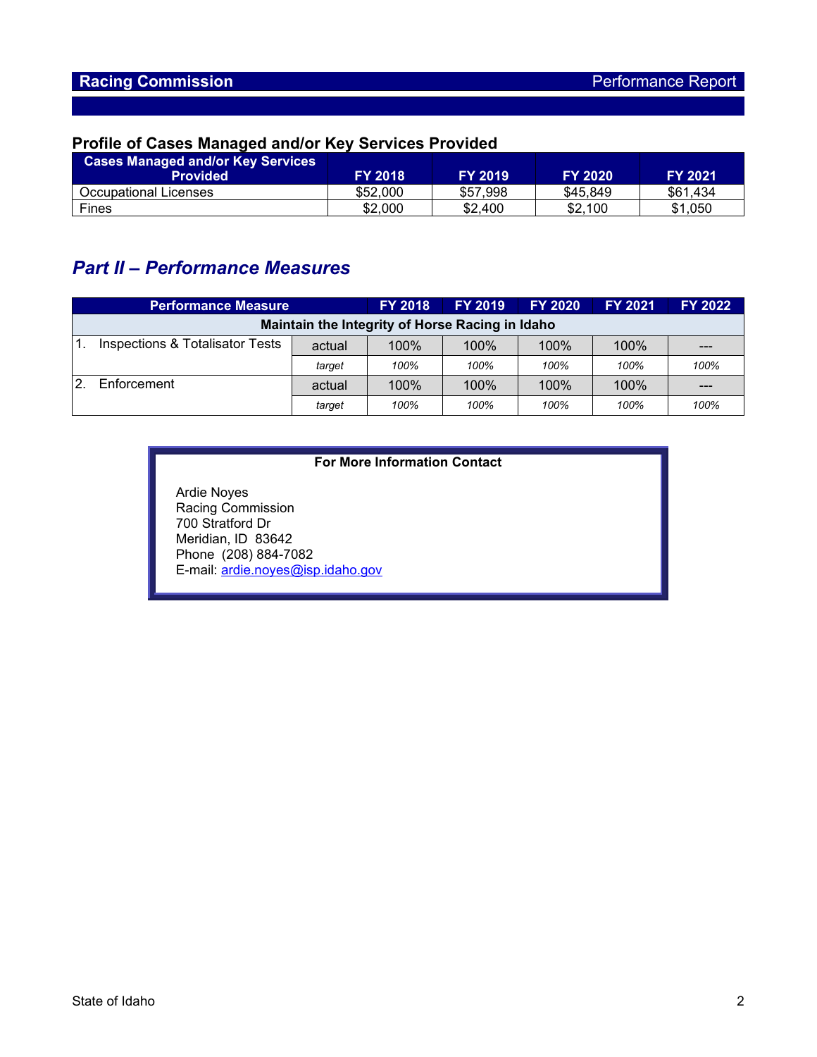### Profile of Cases Managed and/or Key Services Provided

| Cases Managed and/or Key Services Provided | FY 2018 | FY 2019 | FY 2020 | FY 2021 |
|---|---|---|---|---|
| Occupational Licenses | $52,000 | $57,998 | $45,849 | $61,434 |
| Fines | $2,000 | $2,400 | $2,100 | $1,050 |

## *Part II – Performance Measures*

| Performance Measure | | FY 2018 | FY 2019 | FY 2020 | FY 2021 | FY 2022 |
|---|---|---|---|---|---|---|
| **Maintain the Integrity of Horse Racing in Idaho** | | | | | | |
| 1. Inspections & Totalisator Tests | actual | 100% | 100% | 100% | 100% | --- |
| | *target* | *100%* | *100%* | *100%* | *100%* | *100%* |
| 2. Enforcement | actual | 100% | 100% | 100% | 100% | --- |
| | *target* | *100%* | *100%* | *100%* | *100%* | *100%* |

**For More Information Contact**

Ardie Noyes
Racing Commission
700 Stratford Dr
Meridian, ID 83642
Phone (208) 884-7082
E-mail: ardie.noyes@isp.idaho.gov